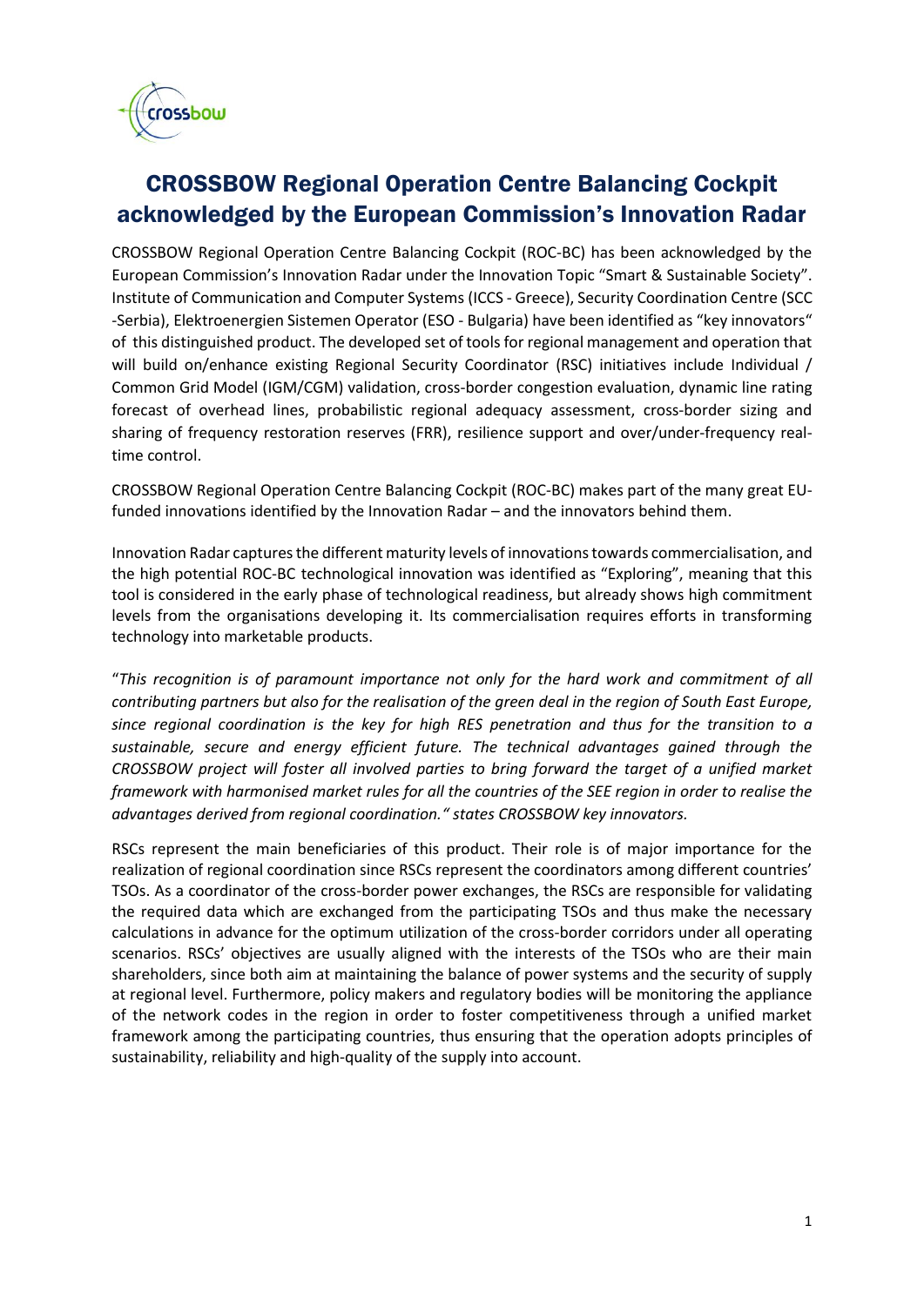# CROSSBOW Regional Operation Centre Balancing Cockpit acknowledged by the European Commission's Innovation Radar

CROSSBOW Regional Operation Centre Balancing Cockpit (ROC-BC) has been acknowledged by the European Commission's Innovation Radar under the Innovation Topic "Smart & Sustainable Society". Institute of Communication and Computer Systems (ICCS - Greece), Security Coordination Centre (SCC -Serbia), Elektroenergien Sistemen Operator (ESO - Bulgaria) have been identified as "key innovators" of this distinguished product. The developed set of tools for regional management and operation that will build on/enhance existing Regional Security Coordinator (RSC) initiatives include Individual / Common Grid Model (IGM/CGM) validation, cross-border congestion evaluation, dynamic line rating forecast of overhead lines, probabilistic regional adequacy assessment, cross-border sizing and sharing of frequency restoration reserves (FRR), resilience support and over/under-frequency real-time control.

CROSSBOW Regional Operation Centre Balancing Cockpit (ROC-BC) makes part of the many great EU-funded innovations identified by the Innovation Radar – and the innovators behind them.

Innovation Radar captures the different maturity levels of innovations towards commercialisation, and the high potential ROC-BC technological innovation was identified as "Exploring", meaning that this tool is considered in the early phase of technological readiness, but already shows high commitment levels from the organisations developing it. Its commercialisation requires efforts in transforming technology into marketable products.

"*This recognition is of paramount importance not only for the hard work and commitment of all contributing partners but also for the realisation of the green deal in the region of South East Europe, since regional coordination is the key for high RES penetration and thus for the transition to a sustainable, secure and energy efficient future. The technical advantages gained through the CROSSBOW project will foster all involved parties to bring forward the target of a unified market framework with harmonised market rules for all the countries of the SEE region in order to realise the advantages derived from regional coordination." states CROSSBOW key innovators.*

RSCs represent the main beneficiaries of this product. Their role is of major importance for the realization of regional coordination since RSCs represent the coordinators among different countries' TSOs. As a coordinator of the cross-border power exchanges, the RSCs are responsible for validating the required data which are exchanged from the participating TSOs and thus make the necessary calculations in advance for the optimum utilization of the cross-border corridors under all operating scenarios. RSCs' objectives are usually aligned with the interests of the TSOs who are their main shareholders, since both aim at maintaining the balance of power systems and the security of supply at regional level. Furthermore, policy makers and regulatory bodies will be monitoring the appliance of the network codes in the region in order to foster competitiveness through a unified market framework among the participating countries, thus ensuring that the operation adopts principles of sustainability, reliability and high-quality of the supply into account.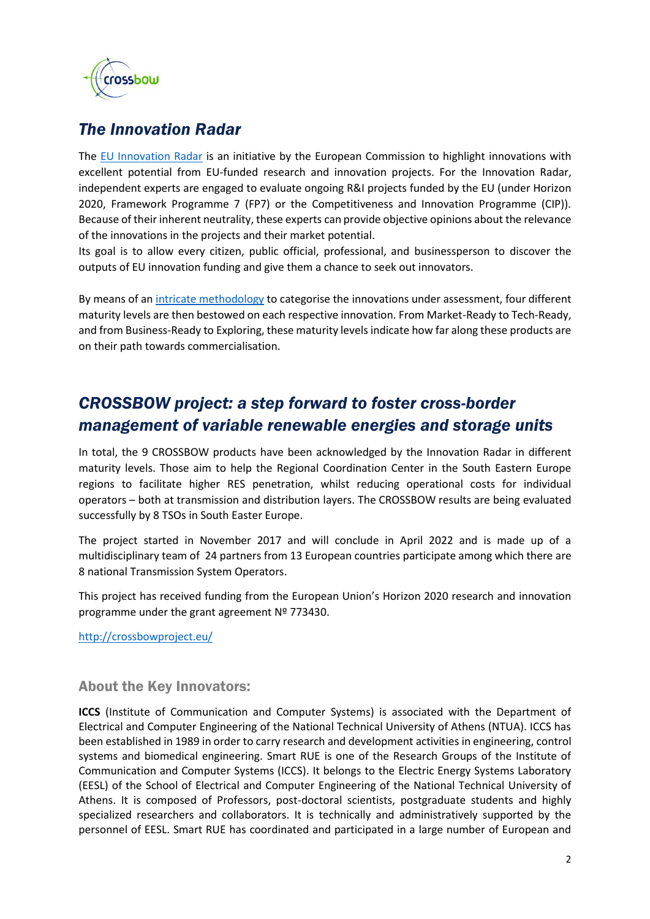## *The Innovation Radar*

The [EU Innovation Radar](#) is an initiative by the European Commission to highlight innovations with excellent potential from EU-funded research and innovation projects. For the Innovation Radar, independent experts are engaged to evaluate ongoing R&I projects funded by the EU (under Horizon 2020, Framework Programme 7 (FP7) or the Competitiveness and Innovation Programme (CIP)). Because of their inherent neutrality, these experts can provide objective opinions about the relevance of the innovations in the projects and their market potential.

Its goal is to allow every citizen, public official, professional, and businessperson to discover the outputs of EU innovation funding and give them a chance to seek out innovators.

By means of an [intricate methodology](#) to categorise the innovations under assessment, four different maturity levels are then bestowed on each respective innovation. From Market-Ready to Tech-Ready, and from Business-Ready to Exploring, these maturity levels indicate how far along these products are on their path towards commercialisation.

## *CROSSBOW project: a step forward to foster cross-border management of variable renewable energies and storage units*

In total, the 9 CROSSBOW products have been acknowledged by the Innovation Radar in different maturity levels. Those aim to help the Regional Coordination Center in the South Eastern Europe regions to facilitate higher RES penetration, whilst reducing operational costs for individual operators – both at transmission and distribution layers. The CROSSBOW results are being evaluated successfully by 8 TSOs in South Easter Europe.

The project started in November 2017 and will conclude in April 2022 and is made up of a multidisciplinary team of 24 partners from 13 European countries participate among which there are 8 national Transmission System Operators.

This project has received funding from the European Union's Horizon 2020 research and innovation programme under the grant agreement Nº 773430.

[http://crossbowproject.eu/](http://crossbowproject.eu/)

### About the Key Innovators:

**ICCS** (Institute of Communication and Computer Systems) is associated with the Department of Electrical and Computer Engineering of the National Technical University of Athens (NTUA). ICCS has been established in 1989 in order to carry research and development activities in engineering, control systems and biomedical engineering. Smart RUE is one of the Research Groups of the Institute of Communication and Computer Systems (ICCS). It belongs to the Electric Energy Systems Laboratory (EESL) of the School of Electrical and Computer Engineering of the National Technical University of Athens. It is composed of Professors, post-doctoral scientists, postgraduate students and highly specialized researchers and collaborators. It is technically and administratively supported by the personnel of EESL. Smart RUE has coordinated and participated in a large number of European and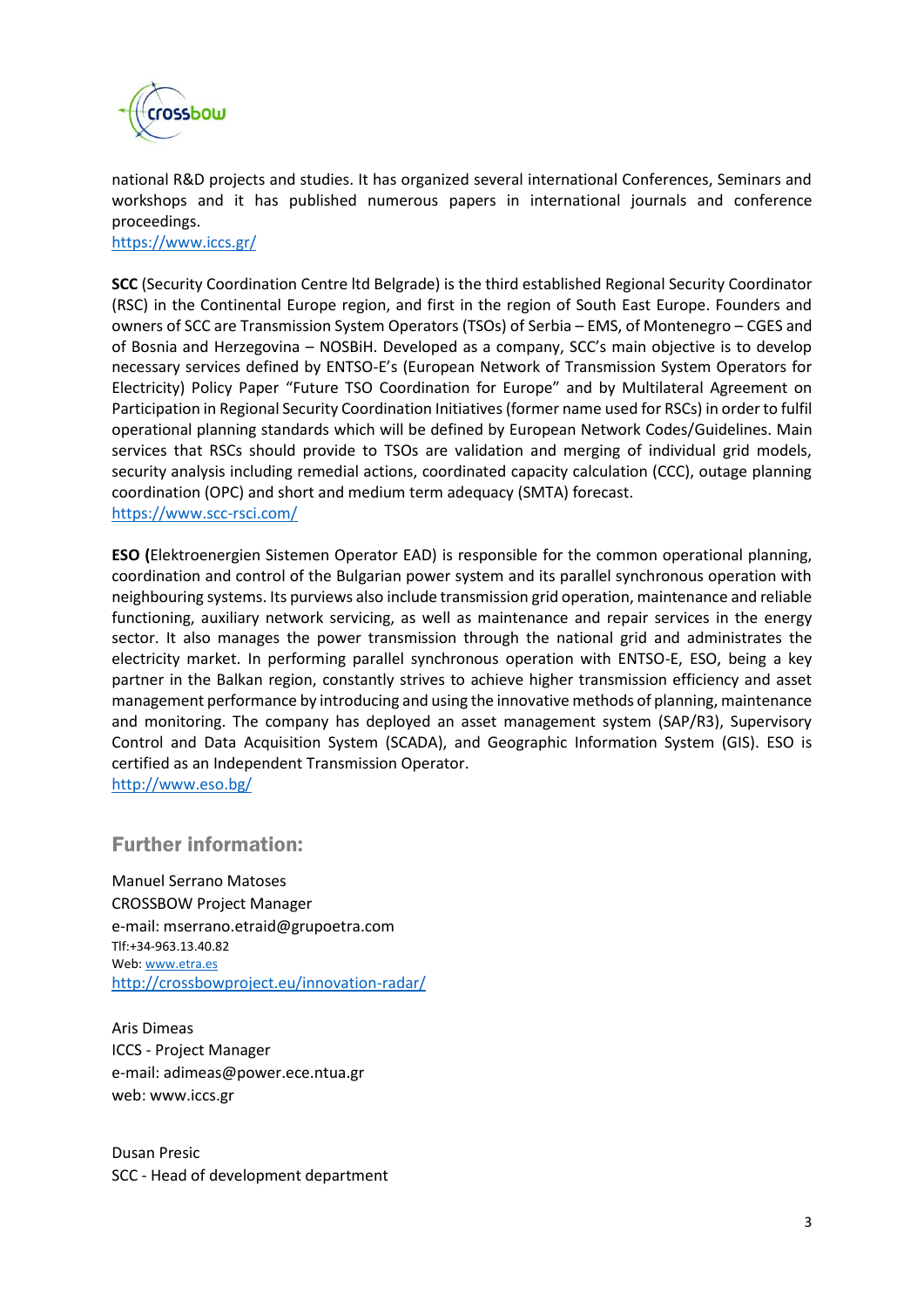national R&D projects and studies. It has organized several international Conferences, Seminars and workshops and it has published numerous papers in international journals and conference proceedings.
https://www.iccs.gr/

**SCC** (Security Coordination Centre ltd Belgrade) is the third established Regional Security Coordinator (RSC) in the Continental Europe region, and first in the region of South East Europe. Founders and owners of SCC are Transmission System Operators (TSOs) of Serbia – EMS, of Montenegro – CGES and of Bosnia and Herzegovina – NOSBiH. Developed as a company, SCC's main objective is to develop necessary services defined by ENTSO-E's (European Network of Transmission System Operators for Electricity) Policy Paper "Future TSO Coordination for Europe" and by Multilateral Agreement on Participation in Regional Security Coordination Initiatives (former name used for RSCs) in order to fulfil operational planning standards which will be defined by European Network Codes/Guidelines. Main services that RSCs should provide to TSOs are validation and merging of individual grid models, security analysis including remedial actions, coordinated capacity calculation (CCC), outage planning coordination (OPC) and short and medium term adequacy (SMTA) forecast.
https://www.scc-rsci.com/

**ESO (**Elektroenergien Sistemen Operator EAD) is responsible for the common operational planning, coordination and control of the Bulgarian power system and its parallel synchronous operation with neighbouring systems. Its purviews also include transmission grid operation, maintenance and reliable functioning, auxiliary network servicing, as well as maintenance and repair services in the energy sector. It also manages the power transmission through the national grid and administrates the electricity market. In performing parallel synchronous operation with ENTSO-E, ESO, being a key partner in the Balkan region, constantly strives to achieve higher transmission efficiency and asset management performance by introducing and using the innovative methods of planning, maintenance and monitoring. The company has deployed an asset management system (SAP/R3), Supervisory Control and Data Acquisition System (SCADA), and Geographic Information System (GIS). ESO is certified as an Independent Transmission Operator.
http://www.eso.bg/

## Further information:

Manuel Serrano Matoses
CROSSBOW Project Manager
e-mail: mserrano.etraid@grupoetra.com
Tlf:+34-963.13.40.82
Web: www.etra.es
http://crossbowproject.eu/innovation-radar/

Aris Dimeas
ICCS - Project Manager
e-mail: adimeas@power.ece.ntua.gr
web: www.iccs.gr

Dusan Presic
SCC - Head of development department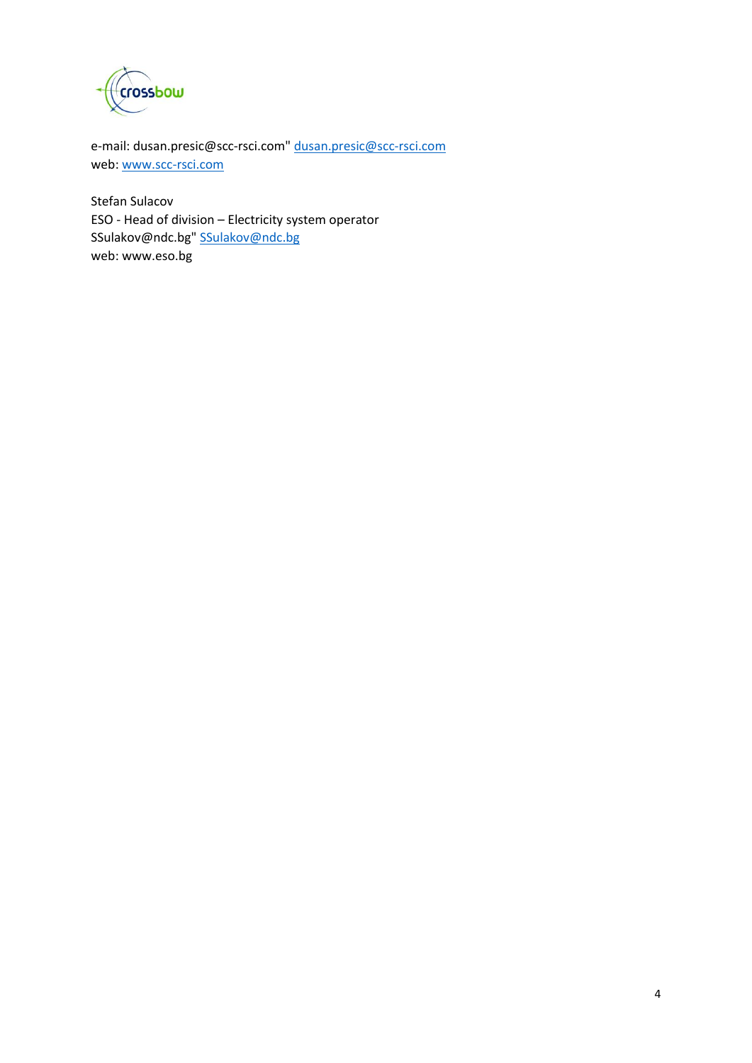e-mail: dusan.presic@scc-rsci.com" dusan.presic@scc-rsci.com
web: www.scc-rsci.com

Stefan Sulacov
ESO - Head of division – Electricity system operator
SSulakov@ndc.bg" SSulakov@ndc.bg
web: www.eso.bg